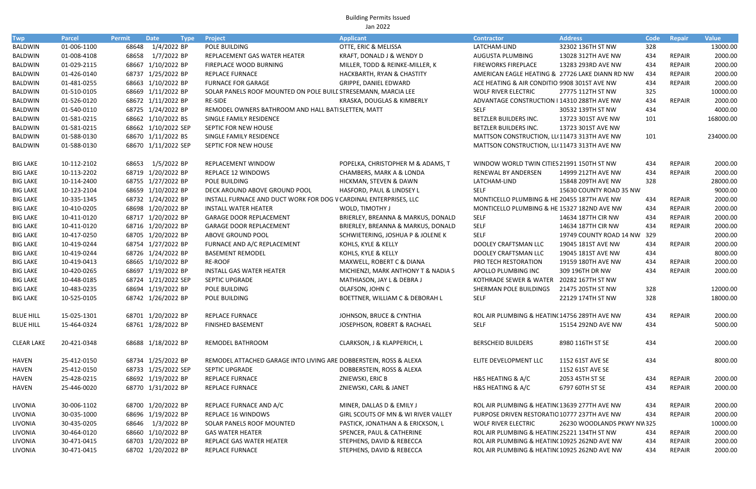Building Permits Issued

Jan 2022

| Twp | Parcel | Permit | Date | Type | Project | Applicant | Contractor | Address | Code | Repair | Value |
|---|---|---|---|---|---|---|---|---|---|---|---|
| BALDWIN | 01-006-1100 | 68648 | 1/4/2022 | BP | POLE BUILDING | OTTE, ERIC & MELISSA | LATCHAM-LIND | 32302 136TH ST NW | 328 | | 13000.00 |
| BALDWIN | 01-008-4108 | 68658 | 1/7/2022 | BP | REPLACEMENT GAS WATER HEATER | KRAFT, DONALD J & WENDY D | AUGUSTA PLUMBING | 13028 312TH AVE NW | 434 | REPAIR | 2000.00 |
| BALDWIN | 01-029-2115 | 68667 | 1/10/2022 | BP | FIREPLACE WOOD BURNING | MILLER, TODD & REINKE-MILLER, K | FIREWORKS FIREPLACE | 13283 293RD AVE NW | 434 | REPAIR | 2000.00 |
| BALDWIN | 01-426-0140 | 68737 | 1/25/2022 | BP | REPLACE FURNACE | HACKBARTH, RYAN & CHASTITY | AMERICAN EAGLE HEATING & | 27726 LAKE DIANN RD NW | 434 | REPAIR | 2000.00 |
| BALDWIN | 01-481-0255 | 68663 | 1/10/2022 | BP | FURNACE FOR GARAGE | GRIPPE, DANIEL EDWARD | ACE HEATING & AIR CONDITIO | 9908 301ST AVE NW | 434 | REPAIR | 2000.00 |
| BALDWIN | 01-510-0105 | 68669 | 1/11/2022 | BP | SOLAR PANELS ROOF MOUNTED ON POLE BUILI | STRESEMANN, MARCIA LEE | WOLF RIVER ELECTRIC | 27775 112TH ST NW | 325 | | 10000.00 |
| BALDWIN | 01-526-0120 | 68672 | 1/11/2022 | BP | RE-SIDE | KRASKA, DOUGLAS & KIMBERLY | ADVANTAGE CONSTRUCTION I | 14310 288TH AVE NW | 434 | REPAIR | 2000.00 |
| BALDWIN | 01-540-0110 | 68725 | 1/24/2022 | BP | REMODEL OWNERS BATHROOM AND HALL BATI | SLETTEN, MATT | SELF | 30532 139TH ST NW | 434 | | 4000.00 |
| BALDWIN | 01-581-0215 | 68662 | 1/10/2022 | BS | SINGLE FAMILY RESIDENCE | | BETZLER BUILDERS INC. | 13723 301ST AVE NW | 101 | | 168000.00 |
| BALDWIN | 01-581-0215 | 68662 | 1/10/2022 | SEP | SEPTIC FOR NEW HOUSE | | BETZLER BUILDERS INC. | 13723 301ST AVE NW | | | |
| BALDWIN | 01-588-0130 | 68670 | 1/11/2022 | BS | SINGLE FAMILY RESIDENCE | | MATTSON CONSTRUCTION, LL | 11473 313TH AVE NW | 101 | | 234000.00 |
| BALDWIN | 01-588-0130 | 68670 | 1/11/2022 | SEP | SEPTIC FOR NEW HOUSE | | MATTSON CONSTRUCTION, LL | 11473 313TH AVE NW | | | |
| BIG LAKE | 10-112-2102 | 68653 | 1/5/2022 | BP | REPLACEMENT WINDOW | POPELKA, CHRISTOPHER M & ADAMS, T | WINDOW WORLD TWIN CITIES | 21991 150TH ST NW | 434 | REPAIR | 2000.00 |
| BIG LAKE | 10-113-2202 | 68719 | 1/20/2022 | BP | REPLACE 12 WINDOWS | CHAMBERS, MARK A & LONDA | RENEWAL BY ANDERSEN | 14999 212TH AVE NW | 434 | REPAIR | 2000.00 |
| BIG LAKE | 10-114-2400 | 68755 | 1/27/2022 | BP | POLE BUILDING | HICKMAN, STEVEN & DAWN | LATCHAM-LIND | 15848 209TH AVE NW | 328 | | 28000.00 |
| BIG LAKE | 10-123-2104 | 68659 | 1/10/2022 | BP | DECK AROUND ABOVE GROUND POOL | HASFORD, PAUL & LINDSEY L | SELF | 15630 COUNTY ROAD 35 NW | | | 9000.00 |
| BIG LAKE | 10-335-1345 | 68732 | 1/24/2022 | BP | INSTALL FURNACE AND DUCT WORK FOR DOG V | CARDINAL ENTERPRISES, LLC | MONTICELLO PLUMBING & HE | 20455 187TH AVE NW | 434 | REPAIR | 2000.00 |
| BIG LAKE | 10-410-0205 | 68698 | 1/20/2022 | BP | INSTALL WATER HEATER | WOLD, TIMOTHY J | MONTICELLO PLUMBING & HE | 15327 182ND AVE NW | 434 | REPAIR | 2000.00 |
| BIG LAKE | 10-411-0120 | 68717 | 1/20/2022 | BP | GARAGE DOOR REPLACEMENT | BRIERLEY, BREANNA & MARKUS, DONALD | SELF | 14634 187TH CIR NW | 434 | REPAIR | 2000.00 |
| BIG LAKE | 10-411-0120 | 68716 | 1/20/2022 | BP | GARAGE DOOR REPLACEMENT | BRIERLEY, BREANNA & MARKUS, DONALD | SELF | 14634 187TH CIR NW | 434 | REPAIR | 2000.00 |
| BIG LAKE | 10-417-0250 | 68705 | 1/20/2022 | BP | ABOVE GROUND POOL | SCHWIETERING, JOSHUA P & JOLENE K | SELF | 19749 COUNTY ROAD 14 NW | 329 | | 2000.00 |
| BIG LAKE | 10-419-0244 | 68754 | 1/27/2022 | BP | FURNACE AND A/C REPLACEMENT | KOHLS, KYLE & KELLY | DOOLEY CRAFTSMAN LLC | 19045 181ST AVE NW | 434 | REPAIR | 2000.00 |
| BIG LAKE | 10-419-0244 | 68726 | 1/24/2022 | BP | BASEMENT REMODEL | KOHLS, KYLE & KELLY | DOOLEY CRAFTSMAN LLC | 19045 181ST AVE NW | 434 | | 8000.00 |
| BIG LAKE | 10-419-0413 | 68665 | 1/10/2022 | BP | RE-ROOF | MAXWELL, ROBERT C & DIANA | PRO TECH RESTORATION | 19159 180TH AVE NW | 434 | REPAIR | 2000.00 |
| BIG LAKE | 10-420-0265 | 68697 | 1/19/2022 | BP | INSTALL GAS WATER HEATER | MICHIENZI, MARK ANTHONY T & NADIA S | APOLLO PLUMBING INC | 309 196TH DR NW | 434 | REPAIR | 2000.00 |
| BIG LAKE | 10-448-0185 | 68724 | 1/21/2022 | SEP | SEPTIC UPGRADE | MATHIASON, JAY L & DEBRA J | KOTHRADE SEWER & WATER | 20282 167TH ST NW | | | |
| BIG LAKE | 10-483-0235 | 68694 | 1/19/2022 | BP | POLE BUILDING | OLAFSON, JOHN C | SHERMAN POLE BUILDINGS | 21475 205TH ST NW | 328 | | 12000.00 |
| BIG LAKE | 10-525-0105 | 68742 | 1/26/2022 | BP | POLE BUILDING | BOETTNER, WILLIAM C & DEBORAH L | SELF | 22129 174TH ST NW | 328 | | 18000.00 |
| BLUE HILL | 15-025-1301 | 68701 | 1/20/2022 | BP | REPLACE FURNACE | JOHNSON, BRUCE & CYNTHIA | ROL AIR PLUMBING & HEATIN | 14756 289TH AVE NW | 434 | REPAIR | 2000.00 |
| BLUE HILL | 15-464-0324 | 68761 | 1/28/2022 | BP | FINISHED BASEMENT | JOSEPHSON, ROBERT & RACHAEL | SELF | 15154 292ND AVE NW | 434 | | 5000.00 |
| CLEAR LAKE | 20-421-0348 | 68688 | 1/18/2022 | BP | REMODEL BATHROOM | CLARKSON, J & KLAPPERICH, L | BERSCHEID BUILDERS | 8980 116TH ST SE | 434 | | 2000.00 |
| HAVEN | 25-412-0150 | 68734 | 1/25/2022 | BP | REMODEL ATTACHED GARAGE INTO LIVING ARE | DOBBERSTEIN, ROSS & ALEXA | ELITE DEVELOPMENT LLC | 1152 61ST AVE SE | 434 | | 8000.00 |
| HAVEN | 25-412-0150 | 68733 | 1/25/2022 | SEP | SEPTIC UPGRADE | DOBBERSTEIN, ROSS & ALEXA | | 1152 61ST AVE SE | | | |
| HAVEN | 25-428-0215 | 68692 | 1/19/2022 | BP | REPLACE FURNACE | ZNIEWSKI, ERIC B | H&S HEATING & A/C | 2053 45TH ST SE | 434 | REPAIR | 2000.00 |
| HAVEN | 25-446-0020 | 68770 | 1/31/2022 | BP | REPLACE FURNACE | ZNIEWSKI, CARL & JANET | H&S HEATING & A/C | 6797 60TH ST SE | 434 | REPAIR | 2000.00 |
| LIVONIA | 30-006-1102 | 68700 | 1/20/2022 | BP | REPLACE FURNACE AND A/C | MINER, DALLAS D & EMILY J | ROL AIR PLUMBING & HEATIN | 13639 277TH AVE NW | 434 | REPAIR | 2000.00 |
| LIVONIA | 30-035-1000 | 68696 | 1/19/2022 | BP | REPLACE 16 WINDOWS | GIRL SCOUTS OF MN & WI RIVER VALLEY | PURPOSE DRIVEN RESTORATIO | 10777 237TH AVE NW | 434 | REPAIR | 2000.00 |
| LIVONIA | 30-435-0205 | 68646 | 1/3/2022 | BP | SOLAR PANELS ROOF MOUNTED | PASTICK, JONATHAN A & ERICKSON, L | WOLF RIVER ELECTRIC | 26230 WOODLANDS PKWY NW | 325 | | 10000.00 |
| LIVONIA | 30-464-0120 | 68660 | 1/10/2022 | BP | GAS WATER HEATER | SPENCER, PAUL & CATHERINE | ROL AIR PLUMBING & HEATIN | 25221 134TH ST NW | 434 | REPAIR | 2000.00 |
| LIVONIA | 30-471-0415 | 68703 | 1/20/2022 | BP | REPLACE GAS WATER HEATER | STEPHENS, DAVID & REBECCA | ROL AIR PLUMBING & HEATIN | 10925 262ND AVE NW | 434 | REPAIR | 2000.00 |
| LIVONIA | 30-471-0415 | 68702 | 1/20/2022 | BP | REPLACE FURNACE | STEPHENS, DAVID & REBECCA | ROL AIR PLUMBING & HEATIN | 10925 262ND AVE NW | 434 | REPAIR | 2000.00 |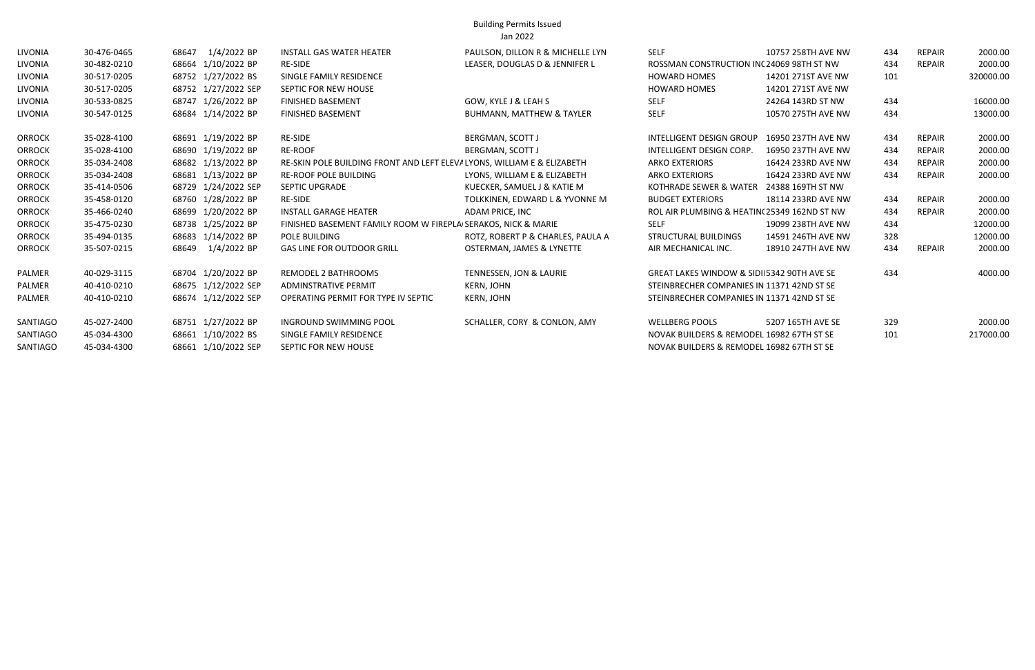Building Permits Issued

Jan 2022

| | | | | | | | | | | | |
|---|---|---|---|---|---|---|---|---|---|---|---|
| LIVONIA | 30-476-0465 | 68647 | 1/4/2022 BP | INSTALL GAS WATER HEATER | PAULSON, DILLON R & MICHELLE LYN | SELF | 10757 258TH AVE NW | 434 | REPAIR | 2000.00 |
| LIVONIA | 30-482-0210 | 68664 | 1/10/2022 BP | RE-SIDE | LEASER, DOUGLAS D & JENNIFER L | ROSSMAN CONSTRUCTION INC | 24069 98TH ST NW | 434 | REPAIR | 2000.00 |
| LIVONIA | 30-517-0205 | 68752 | 1/27/2022 BS | SINGLE FAMILY RESIDENCE | | HOWARD HOMES | 14201 271ST AVE NW | 101 | | 320000.00 |
| LIVONIA | 30-517-0205 | 68752 | 1/27/2022 SEP | SEPTIC FOR NEW HOUSE | | HOWARD HOMES | 14201 271ST AVE NW | | | |
| LIVONIA | 30-533-0825 | 68747 | 1/26/2022 BP | FINISHED BASEMENT | GOW, KYLE J & LEAH S | SELF | 24264 143RD ST NW | 434 | | 16000.00 |
| LIVONIA | 30-547-0125 | 68684 | 1/14/2022 BP | FINISHED BASEMENT | BUHMANN, MATTHEW & TAYLER | SELF | 10570 275TH AVE NW | 434 | | 13000.00 |
| ORROCK | 35-028-4100 | 68691 | 1/19/2022 BP | RE-SIDE | BERGMAN, SCOTT J | INTELLIGENT DESIGN GROUP | 16950 237TH AVE NW | 434 | REPAIR | 2000.00 |
| ORROCK | 35-028-4100 | 68690 | 1/19/2022 BP | RE-ROOF | BERGMAN, SCOTT J | INTELLIGENT DESIGN CORP. | 16950 237TH AVE NW | 434 | REPAIR | 2000.00 |
| ORROCK | 35-034-2408 | 68682 | 1/13/2022 BP | RE-SKIN POLE BUILDING FRONT AND LEFT ELEVA | LYONS, WILLIAM E & ELIZABETH | ARKO EXTERIORS | 16424 233RD AVE NW | 434 | REPAIR | 2000.00 |
| ORROCK | 35-034-2408 | 68681 | 1/13/2022 BP | RE-ROOF POLE BUILDING | LYONS, WILLIAM E & ELIZABETH | ARKO EXTERIORS | 16424 233RD AVE NW | 434 | REPAIR | 2000.00 |
| ORROCK | 35-414-0506 | 68729 | 1/24/2022 SEP | SEPTIC UPGRADE | KUECKER, SAMUEL J & KATIE M | KOTHRADE SEWER & WATER | 24388 169TH ST NW | | | |
| ORROCK | 35-458-0120 | 68760 | 1/28/2022 BP | RE-SIDE | TOLKKINEN, EDWARD L & YVONNE M | BUDGET EXTERIORS | 18114 233RD AVE NW | 434 | REPAIR | 2000.00 |
| ORROCK | 35-466-0240 | 68699 | 1/20/2022 BP | INSTALL GARAGE HEATER | ADAM PRICE, INC | ROL AIR PLUMBING & HEATIN( | 25349 162ND ST NW | 434 | REPAIR | 2000.00 |
| ORROCK | 35-475-0230 | 68738 | 1/25/2022 BP | FINISHED BASEMENT FAMILY ROOM W FIREPLA | SERAKOS, NICK & MARIE | SELF | 19099 238TH AVE NW | 434 | | 12000.00 |
| ORROCK | 35-494-0135 | 68683 | 1/14/2022 BP | POLE BUILDING | ROTZ, ROBERT P & CHARLES, PAULA A | STRUCTURAL BUILDINGS | 14591 246TH AVE NW | 328 | | 12000.00 |
| ORROCK | 35-507-0215 | 68649 | 1/4/2022 BP | GAS LINE FOR OUTDOOR GRILL | OSTERMAN, JAMES & LYNETTE | AIR MECHANICAL INC. | 18910 247TH AVE NW | 434 | REPAIR | 2000.00 |
| PALMER | 40-029-3115 | 68704 | 1/20/2022 BP | REMODEL 2 BATHROOMS | TENNESSEN, JON & LAURIE | GREAT LAKES WINDOW & SIDI | 5342 90TH AVE SE | 434 | | 4000.00 |
| PALMER | 40-410-0210 | 68675 | 1/12/2022 SEP | ADMINSTRATIVE PERMIT | KERN, JOHN | STEINBRECHER COMPANIES IN | 11371 42ND ST SE | | | |
| PALMER | 40-410-0210 | 68674 | 1/12/2022 SEP | OPERATING PERMIT FOR TYPE IV SEPTIC | KERN, JOHN | STEINBRECHER COMPANIES IN | 11371 42ND ST SE | | | |
| SANTIAGO | 45-027-2400 | 68751 | 1/27/2022 BP | INGROUND SWIMMING POOL | SCHALLER, CORY & CONLON, AMY | WELLBERG POOLS | 5207 165TH AVE SE | 329 | | 2000.00 |
| SANTIAGO | 45-034-4300 | 68661 | 1/10/2022 BS | SINGLE FAMILY RESIDENCE | | NOVAK BUILDERS & REMODEL | 16982 67TH ST SE | 101 | | 217000.00 |
| SANTIAGO | 45-034-4300 | 68661 | 1/10/2022 SEP | SEPTIC FOR NEW HOUSE | | NOVAK BUILDERS & REMODEL | 16982 67TH ST SE | | | |